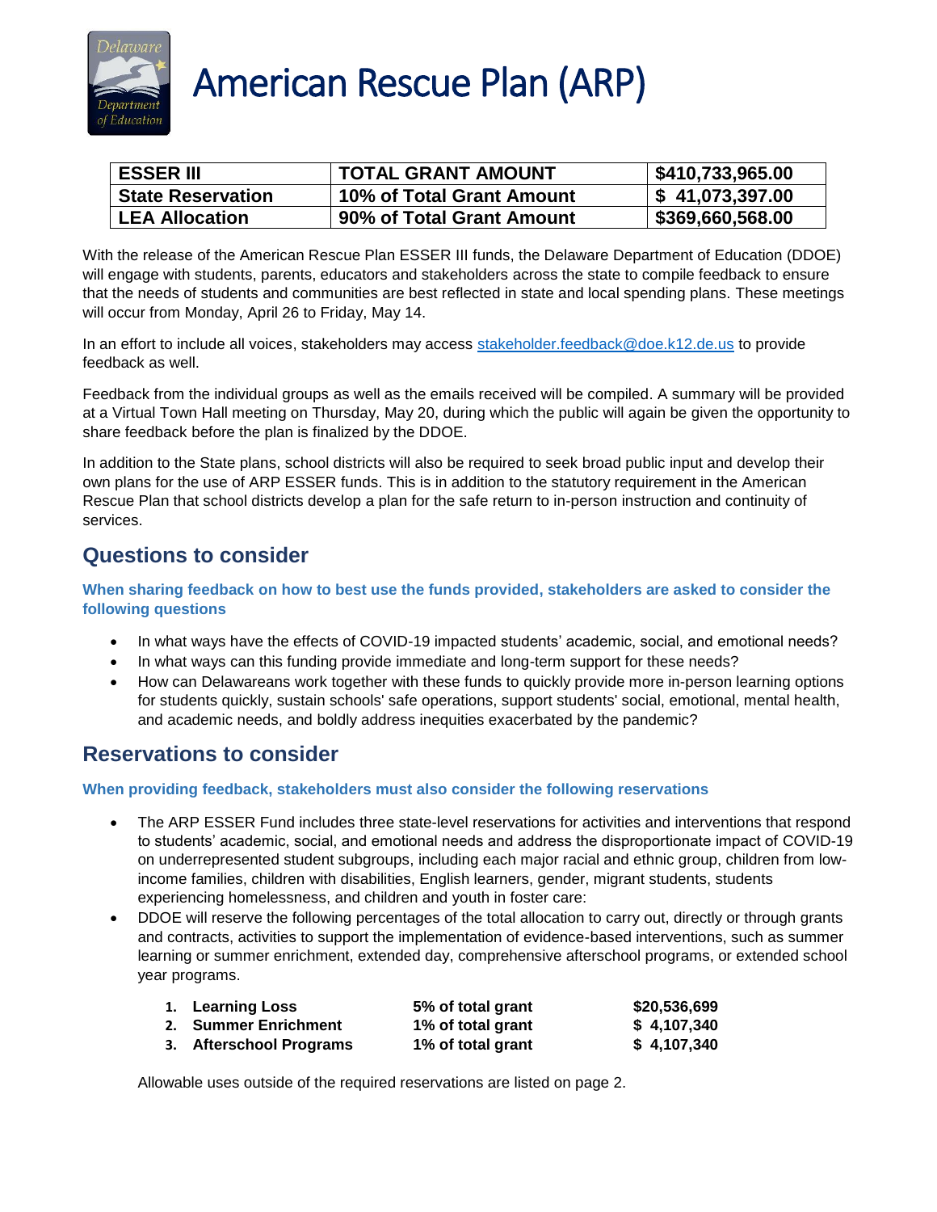# American Rescue Plan (ARP)

| ESSER III | TOTAL GRANT AMOUNT | $410,733,965.00 |
|---|---|---|
| State Reservation | 10% of Total Grant Amount | $ 41,073,397.00 |
| LEA Allocation | 90% of Total Grant Amount | $369,660,568.00 |

With the release of the American Rescue Plan ESSER III funds, the Delaware Department of Education (DDOE) will engage with students, parents, educators and stakeholders across the state to compile feedback to ensure that the needs of students and communities are best reflected in state and local spending plans. These meetings will occur from Monday, April 26 to Friday, May 14.

In an effort to include all voices, stakeholders may access [stakeholder.feedback@doe.k12.de.us](mailto:stakeholder.feedback@doe.k12.de.us) to provide feedback as well.

Feedback from the individual groups as well as the emails received will be compiled. A summary will be provided at a Virtual Town Hall meeting on Thursday, May 20, during which the public will again be given the opportunity to share feedback before the plan is finalized by the DDOE.

In addition to the State plans, school districts will also be required to seek broad public input and develop their own plans for the use of ARP ESSER funds. This is in addition to the statutory requirement in the American Rescue Plan that school districts develop a plan for the safe return to in-person instruction and continuity of services.

## Questions to consider

**When sharing feedback on how to best use the funds provided, stakeholders are asked to consider the following questions**

- In what ways have the effects of COVID-19 impacted students' academic, social, and emotional needs?
- In what ways can this funding provide immediate and long-term support for these needs?
- How can Delawareans work together with these funds to quickly provide more in-person learning options for students quickly, sustain schools' safe operations, support students' social, emotional, mental health, and academic needs, and boldly address inequities exacerbated by the pandemic?

## Reservations to consider

**When providing feedback, stakeholders must also consider the following reservations**

- The ARP ESSER Fund includes three state-level reservations for activities and interventions that respond to students' academic, social, and emotional needs and address the disproportionate impact of COVID-19 on underrepresented student subgroups, including each major racial and ethnic group, children from low-income families, children with disabilities, English learners, gender, migrant students, students experiencing homelessness, and children and youth in foster care:
- DDOE will reserve the following percentages of the total allocation to carry out, directly or through grants and contracts, activities to support the implementation of evidence-based interventions, such as summer learning or summer enrichment, extended day, comprehensive afterschool programs, or extended school year programs.

| | | |
|---|---|---|
| 1. **Learning Loss** | **5% of total grant** | **$20,536,699** |
| 2. **Summer Enrichment** | **1% of total grant** | **$ 4,107,340** |
| 3. **Afterschool Programs** | **1% of total grant** | **$ 4,107,340** |

Allowable uses outside of the required reservations are listed on page 2.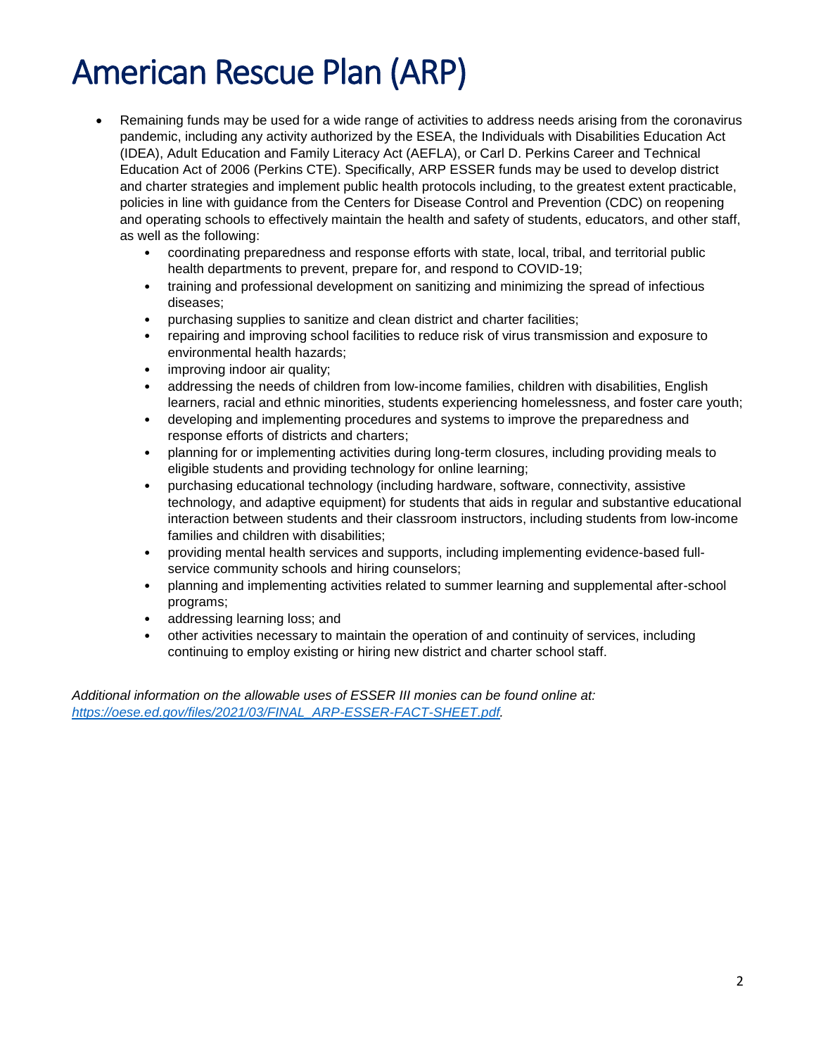# American Rescue Plan (ARP)

- Remaining funds may be used for a wide range of activities to address needs arising from the coronavirus pandemic, including any activity authorized by the ESEA, the Individuals with Disabilities Education Act (IDEA), Adult Education and Family Literacy Act (AEFLA), or Carl D. Perkins Career and Technical Education Act of 2006 (Perkins CTE). Specifically, ARP ESSER funds may be used to develop district and charter strategies and implement public health protocols including, to the greatest extent practicable, policies in line with guidance from the Centers for Disease Control and Prevention (CDC) on reopening and operating schools to effectively maintain the health and safety of students, educators, and other staff, as well as the following:
  - coordinating preparedness and response efforts with state, local, tribal, and territorial public health departments to prevent, prepare for, and respond to COVID-19;
  - training and professional development on sanitizing and minimizing the spread of infectious diseases;
  - purchasing supplies to sanitize and clean district and charter facilities;
  - repairing and improving school facilities to reduce risk of virus transmission and exposure to environmental health hazards;
  - improving indoor air quality;
  - addressing the needs of children from low-income families, children with disabilities, English learners, racial and ethnic minorities, students experiencing homelessness, and foster care youth;
  - developing and implementing procedures and systems to improve the preparedness and response efforts of districts and charters;
  - planning for or implementing activities during long-term closures, including providing meals to eligible students and providing technology for online learning;
  - purchasing educational technology (including hardware, software, connectivity, assistive technology, and adaptive equipment) for students that aids in regular and substantive educational interaction between students and their classroom instructors, including students from low-income families and children with disabilities;
  - providing mental health services and supports, including implementing evidence-based full-service community schools and hiring counselors;
  - planning and implementing activities related to summer learning and supplemental after-school programs;
  - addressing learning loss; and
  - other activities necessary to maintain the operation of and continuity of services, including continuing to employ existing or hiring new district and charter school staff.

*Additional information on the allowable uses of ESSER III monies can be found online at: [https://oese.ed.gov/files/2021/03/FINAL_ARP-ESSER-FACT-SHEET.pdf](https://oese.ed.gov/files/2021/03/FINAL_ARP-ESSER-FACT-SHEET.pdf).*